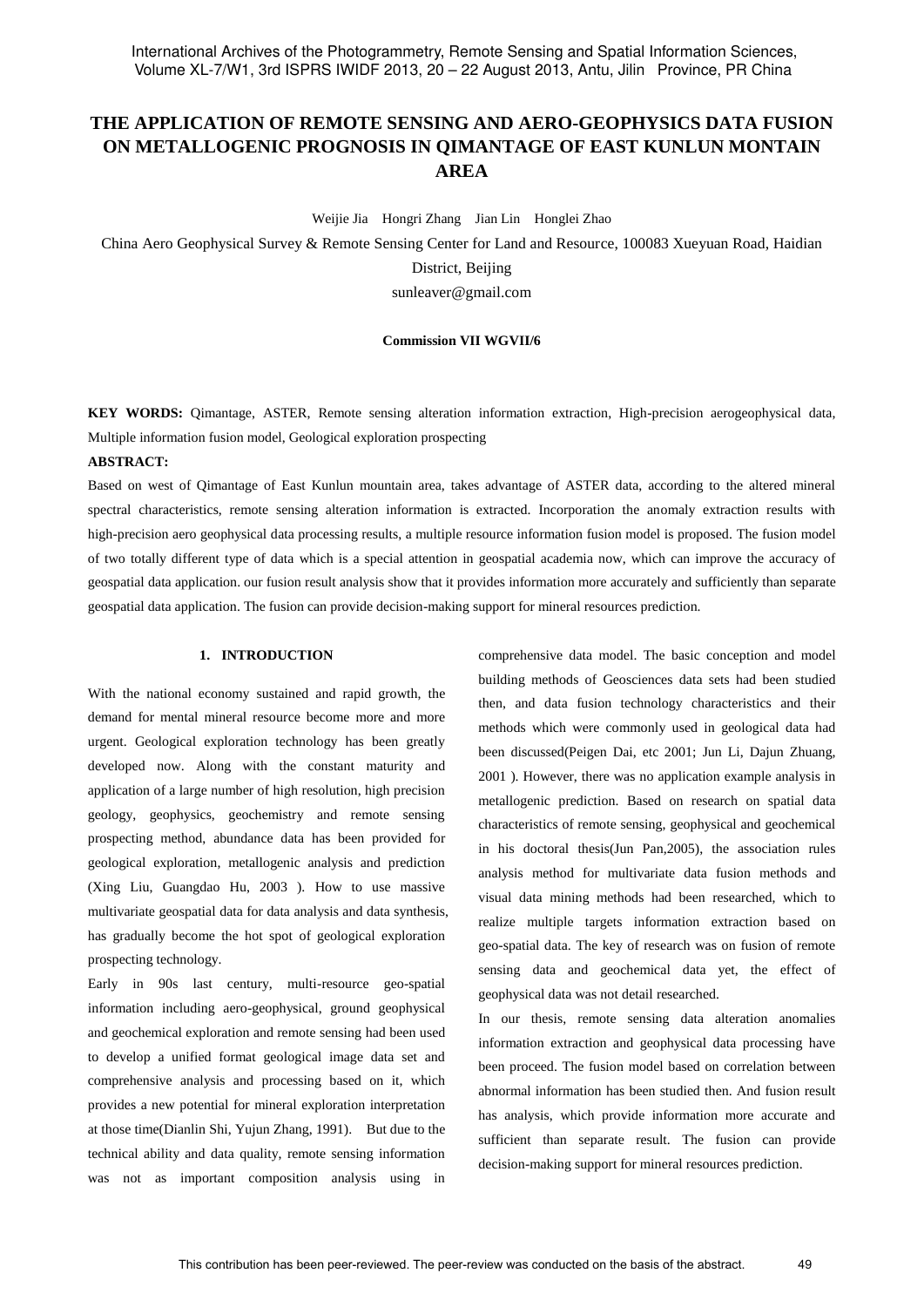# THE APPLICATION OF REMOTE SENSING AND AERO-GEOPHYSICS DATA FUSION ON METALLOGENIC PROGNOSIS IN QIMANTAGE OF EAST KUNLUN MONTAIN AREA

Weijie Jia  Hongri Zhang  Jian Lin  Honglei Zhao

China Aero Geophysical Survey & Remote Sensing Center for Land and Resource, 100083 Xueyuan Road, Haidian District, Beijing

sunleaver@gmail.com

**Commission VII WGVII/6**

**KEY WORDS:** Qimantage, ASTER, Remote sensing alteration information extraction, High-precision aerogeophysical data, Multiple information fusion model, Geological exploration prospecting

**ABSTRACT:**

Based on west of Qimantage of East Kunlun mountain area, takes advantage of ASTER data, according to the altered mineral spectral characteristics, remote sensing alteration information is extracted. Incorporation the anomaly extraction results with high-precision aero geophysical data processing results, a multiple resource information fusion model is proposed. The fusion model of two totally different type of data which is a special attention in geospatial academia now, which can improve the accuracy of geospatial data application. our fusion result analysis show that it provides information more accurately and sufficiently than separate geospatial data application. The fusion can provide decision-making support for mineral resources prediction.

## 1. INTRODUCTION

With the national economy sustained and rapid growth, the demand for mental mineral resource become more and more urgent. Geological exploration technology has been greatly developed now. Along with the constant maturity and application of a large number of high resolution, high precision geology, geophysics, geochemistry and remote sensing prospecting method, abundance data has been provided for geological exploration, metallogenic analysis and prediction (Xing Liu, Guangdao Hu, 2003 ). How to use massive multivariate geospatial data for data analysis and data synthesis, has gradually become the hot spot of geological exploration prospecting technology.

Early in 90s last century, multi-resource geo-spatial information including aero-geophysical, ground geophysical and geochemical exploration and remote sensing had been used to develop a unified format geological image data set and comprehensive analysis and processing based on it, which provides a new potential for mineral exploration interpretation at those time(Dianlin Shi, Yujun Zhang, 1991). But due to the technical ability and data quality, remote sensing information was not as important composition analysis using in comprehensive data model. The basic conception and model building methods of Geosciences data sets had been studied then, and data fusion technology characteristics and their methods which were commonly used in geological data had been discussed(Peigen Dai, etc 2001; Jun Li, Dajun Zhuang, 2001 ). However, there was no application example analysis in metallogenic prediction. Based on research on spatial data characteristics of remote sensing, geophysical and geochemical in his doctoral thesis(Jun Pan,2005), the association rules analysis method for multivariate data fusion methods and visual data mining methods had been researched, which to realize multiple targets information extraction based on geo-spatial data. The key of research was on fusion of remote sensing data and geochemical data yet, the effect of geophysical data was not detail researched.

In our thesis, remote sensing data alteration anomalies information extraction and geophysical data processing have been proceed. The fusion model based on correlation between abnormal information has been studied then. And fusion result has analysis, which provide information more accurate and sufficient than separate result. The fusion can provide decision-making support for mineral resources prediction.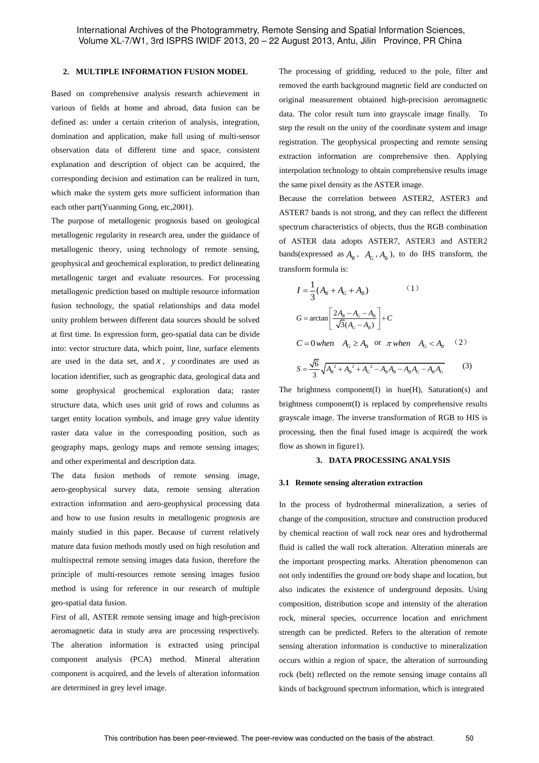## 2. MULTIPLE INFORMATION FUSION MODEL

Based on comprehensive analysis research achievement in various of fields at home and abroad, data fusion can be defined as: under a certain criterion of analysis, integration, domination and application, make full using of multi-sensor observation data of different time and space, consistent explanation and description of object can be acquired, the corresponding decision and estimation can be realized in turn, which make the system gets more sufficient information than each other part(Yuanming Gong, etc,2001).

The purpose of metallogenic prognosis based on geological metallogenic regularity in research area, under the guidance of metallogenic theory, using technology of remote sensing, geophysical and geochemical exploration, to predict delineating metallogenic target and evaluate resources. For processing metallogenic prediction based on multiple resource information fusion technology, the spatial relationships and data model unity problem between different data sources should be solved at first time. In expression form, geo-spatial data can be divide into: vector structure data, which point, line, surface elements are used in the data set, and $x$, $y$ coordinates are used as location identifier, such as geographic data, geological data and some geophysical geochemical exploration data; raster structure data, which uses unit grid of rows and columns as target entity location symbols, and image grey value identity raster data value in the corresponding position, such as geography maps, geology maps and remote sensing images; and other experimental and description data.

The data fusion methods of remote sensing image, aero-geophysical survey data, remote sensing alteration extraction information and aero-geophysical processing data and how to use fusion results in metallogenic prognosis are mainly studied in this paper. Because of current relatively mature data fusion methods mostly used on high resolution and multispectral remote sensing images data fusion, therefore the principle of multi-resources remote sensing images fusion method is using for reference in our research of multiple geo-spatial data fusion.

First of all, ASTER remote sensing image and high-precision aeromagnetic data in study area are processing respectively. The alteration information is extracted using principal component analysis (PCA) method. Mineral alteration component is acquired, and the levels of alteration information are determined in grey level image.

The processing of gridding, reduced to the pole, filter and removed the earth background magnetic field are conducted on original measurement obtained high-precision aeromagnetic data. The color result turn into grayscale image finally. To step the result on the unity of the coordinate system and image registration. The geophysical prospecting and remote sensing extraction information are comprehensive then. Applying interpolation technology to obtain comprehensive results image the same pixel density as the ASTER image.

Because the correlation between ASTER2, ASTER3 and ASTER7 bands is not strong, and they can reflect the different spectrum characteristics of objects, thus the RGB combination of ASTER data adopts ASTER7, ASTER3 and ASTER2 bands(expressed as $A_R$, $A_G$, $A_B$), to do IHS transform, the transform formula is:

$$I = \frac{1}{3}(A_R + A_G + A_B) \qquad (1)$$

$$G = \arctan\left[\frac{2A_R - A_G - A_B}{\sqrt{3}(A_G - A_B)}\right] + C$$

$$C = 0 \; when \quad A_G \geq A_B \;\text{ or }\; \pi \; when \quad A_G < A_B \qquad (2)$$

$$S = \frac{\sqrt{6}}{3}\sqrt{A_R^2 + A_B^2 + A_G^2 - A_R A_B - A_B A_G - A_R A_G} \qquad (3)$$

The brightness component(I) in hue(H), Saturation(s) and brightness component(I) is replaced by comprehensive results grayscale image. The inverse transformation of RGB to HIS is processing, then the final fused image is acquired( the work flow as shown in figure1).

## 3. DATA PROCESSING ANALYSIS

### 3.1 Remote sensing alteration extraction

In the process of hydrothermal mineralization, a series of change of the composition, structure and construction produced by chemical reaction of wall rock near ores and hydrothermal fluid is called the wall rock alteration. Alteration minerals are the important prospecting marks. Alteration phenomenon can not only indentifies the ground ore body shape and location, but also indicates the existence of underground deposits. Using composition, distribution scope and intensity of the alteration rock, mineral species, occurrence location and enrichment strength can be predicted. Refers to the alteration of remote sensing alteration information is conductive to mineralization occurs within a region of space, the alteration of surrounding rock (belt) reflected on the remote sensing image contains all kinds of background spectrum information, which is integrated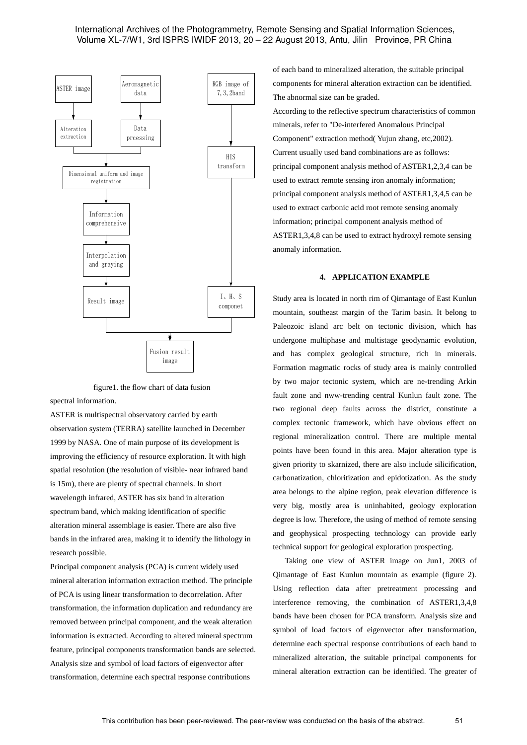ASTER image

Aeromagnetic data

RGB image of 7,3,2band

Alteration extraction

Data prcessing

HIS transform

Dimensional uniform and image registration

Information comprehensive

Interpolation and graying

Result image

I、H、S componet

Fusion result image

figure1. the flow chart of data fusion

spectral information.

ASTER is multispectral observatory carried by earth observation system (TERRA) satellite launched in December 1999 by NASA. One of main purpose of its development is improving the efficiency of resource exploration. It with high spatial resolution (the resolution of visible- near infrared band is 15m), there are plenty of spectral channels. In short wavelength infrared, ASTER has six band in alteration spectrum band, which making identification of specific alteration mineral assemblage is easier. There are also five bands in the infrared area, making it to identify the lithology in research possible.

Principal component analysis (PCA) is current widely used mineral alteration information extraction method. The principle of PCA is using linear transformation to decorrelation. After transformation, the information duplication and redundancy are removed between principal component, and the weak alteration information is extracted. According to altered mineral spectrum feature, principal components transformation bands are selected. Analysis size and symbol of load factors of eigenvector after transformation, determine each spectral response contributions of each band to mineralized alteration, the suitable principal components for mineral alteration extraction can be identified. The abnormal size can be graded.

According to the reflective spectrum characteristics of common minerals, refer to "De-interfered Anomalous Principal Component" extraction method( Yujun zhang, etc,2002). Current usually used band combinations are as follows: principal component analysis method of ASTER1,2,3,4 can be used to extract remote sensing iron anomaly information; principal component analysis method of ASTER1,3,4,5 can be used to extract carbonic acid root remote sensing anomaly information; principal component analysis method of ASTER1,3,4,8 can be used to extract hydroxyl remote sensing anomaly information.

## 4. APPLICATION EXAMPLE

Study area is located in north rim of Qimantage of East Kunlun mountain, southeast margin of the Tarim basin. It belong to Paleozoic island arc belt on tectonic division, which has undergone multiphase and multistage geodynamic evolution, and has complex geological structure, rich in minerals. Formation magmatic rocks of study area is mainly controlled by two major tectonic system, which are ne-trending Arkin fault zone and nww-trending central Kunlun fault zone. The two regional deep faults across the district, constitute a complex tectonic framework, which have obvious effect on regional mineralization control. There are multiple mental points have been found in this area. Major alteration type is given priority to skarnized, there are also include silicification, carbonatization, chloritization and epidotization. As the study area belongs to the alpine region, peak elevation difference is very big, mostly area is uninhabited, geology exploration degree is low. Therefore, the using of method of remote sensing and geophysical prospecting technology can provide early technical support for geological exploration prospecting.

Taking one view of ASTER image on Jun1, 2003 of Qimantage of East Kunlun mountain as example (figure 2). Using reflection data after pretreatment processing and interference removing, the combination of ASTER1,3,4,8 bands have been chosen for PCA transform. Analysis size and symbol of load factors of eigenvector after transformation, determine each spectral response contributions of each band to mineralized alteration, the suitable principal components for mineral alteration extraction can be identified. The greater of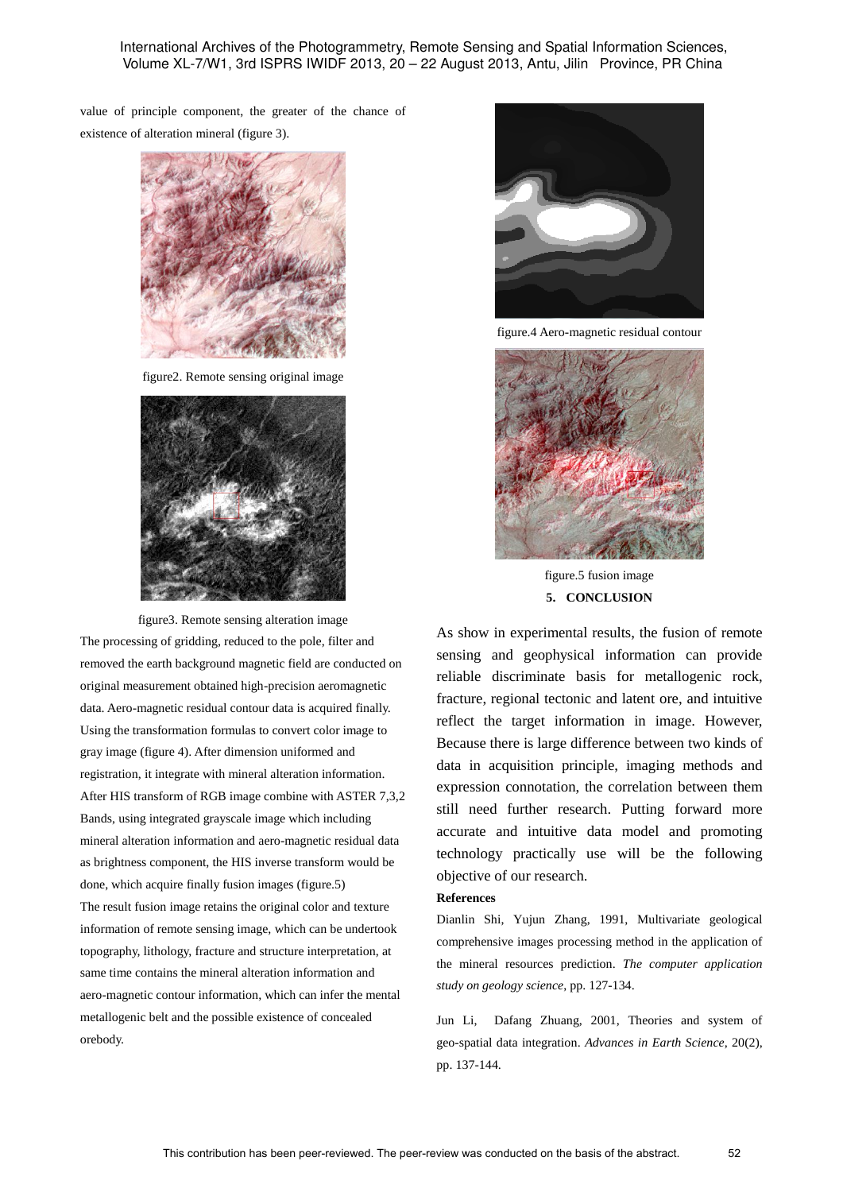value of principle component, the greater of the chance of existence of alteration mineral (figure 3).

figure2. Remote sensing original image

figure3. Remote sensing alteration image

The processing of gridding, reduced to the pole, filter and removed the earth background magnetic field are conducted on original measurement obtained high-precision aeromagnetic data. Aero-magnetic residual contour data is acquired finally. Using the transformation formulas to convert color image to gray image (figure 4). After dimension uniformed and registration, it integrate with mineral alteration information. After HIS transform of RGB image combine with ASTER 7,3,2 Bands, using integrated grayscale image which including mineral alteration information and aero-magnetic residual data as brightness component, the HIS inverse transform would be done, which acquire finally fusion images (figure.5)

The result fusion image retains the original color and texture information of remote sensing image, which can be undertook topography, lithology, fracture and structure interpretation, at same time contains the mineral alteration information and aero-magnetic contour information, which can infer the mental metallogenic belt and the possible existence of concealed orebody.

figure.4 Aero-magnetic residual contour

figure.5 fusion image

## 5. CONCLUSION

As show in experimental results, the fusion of remote sensing and geophysical information can provide reliable discriminate basis for metallogenic rock, fracture, regional tectonic and latent ore, and intuitive reflect the target information in image. However, Because there is large difference between two kinds of data in acquisition principle, imaging methods and expression connotation, the correlation between them still need further research. Putting forward more accurate and intuitive data model and promoting technology practically use will be the following objective of our research.

### References

Dianlin Shi, Yujun Zhang, 1991, Multivariate geological comprehensive images processing method in the application of the mineral resources prediction. *The computer application study on geology science*, pp. 127-134.

Jun Li, Dafang Zhuang, 2001, Theories and system of geo-spatial data integration. *Advances in Earth Science*, 20(2), pp. 137-144.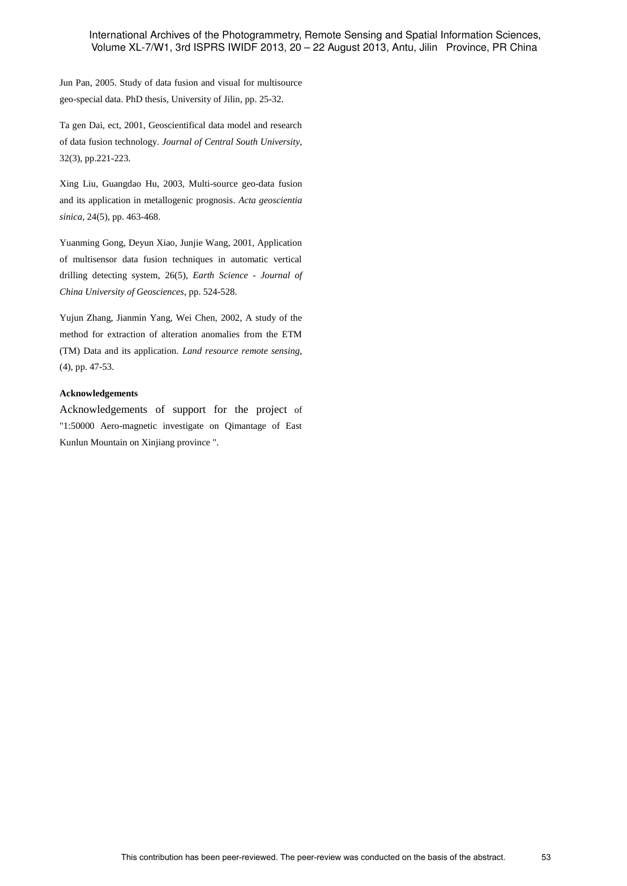Jun Pan, 2005. Study of data fusion and visual for multisource geo-special data. PhD thesis, University of Jilin, pp. 25-32.

Ta gen Dai, ect, 2001, Geoscientifical data model and research of data fusion technology. *Journal of Central South University*, 32(3), pp.221-223.

Xing Liu, Guangdao Hu, 2003, Multi-source geo-data fusion and its application in metallogenic prognosis. *Acta geoscientia sinica*, 24(5), pp. 463-468.

Yuanming Gong, Deyun Xiao, Junjie Wang, 2001, Application of multisensor data fusion techniques in automatic vertical drilling detecting system, 26(5), *Earth Science - Journal of China University of Geosciences*, pp. 524-528.

Yujun Zhang, Jianmin Yang, Wei Chen, 2002, A study of the method for extraction of alteration anomalies from the ETM (TM) Data and its application. *Land resource remote sensing*, (4), pp. 47-53.

**Acknowledgements**

Acknowledgements of support for the project of "1:50000 Aero-magnetic investigate on Qimantage of East Kunlun Mountain on Xinjiang province ".

This contribution has been peer-reviewed. The peer-review was conducted on the basis of the abstract.